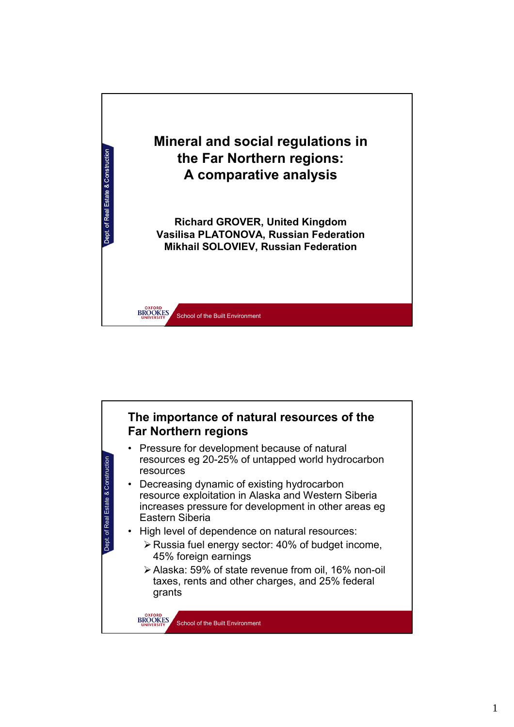# Mineral and social regulations in the Far Northern regions: A comparative analysis

**Richard GROVER, United Kingdom**
**Vasilisa PLATONOVA, Russian Federation**
**Mikhail SOLOVIEV, Russian Federation**

## The importance of natural resources of the Far Northern regions

- Pressure for development because of natural resources eg 20-25% of untapped world hydrocarbon resources
- Decreasing dynamic of existing hydrocarbon resource exploitation in Alaska and Western Siberia increases pressure for development in other areas eg Eastern Siberia
- High level of dependence on natural resources:
  - Russia fuel energy sector: 40% of budget income, 45% foreign earnings
  - Alaska: 59% of state revenue from oil, 16% non-oil taxes, rents and other charges, and 25% federal grants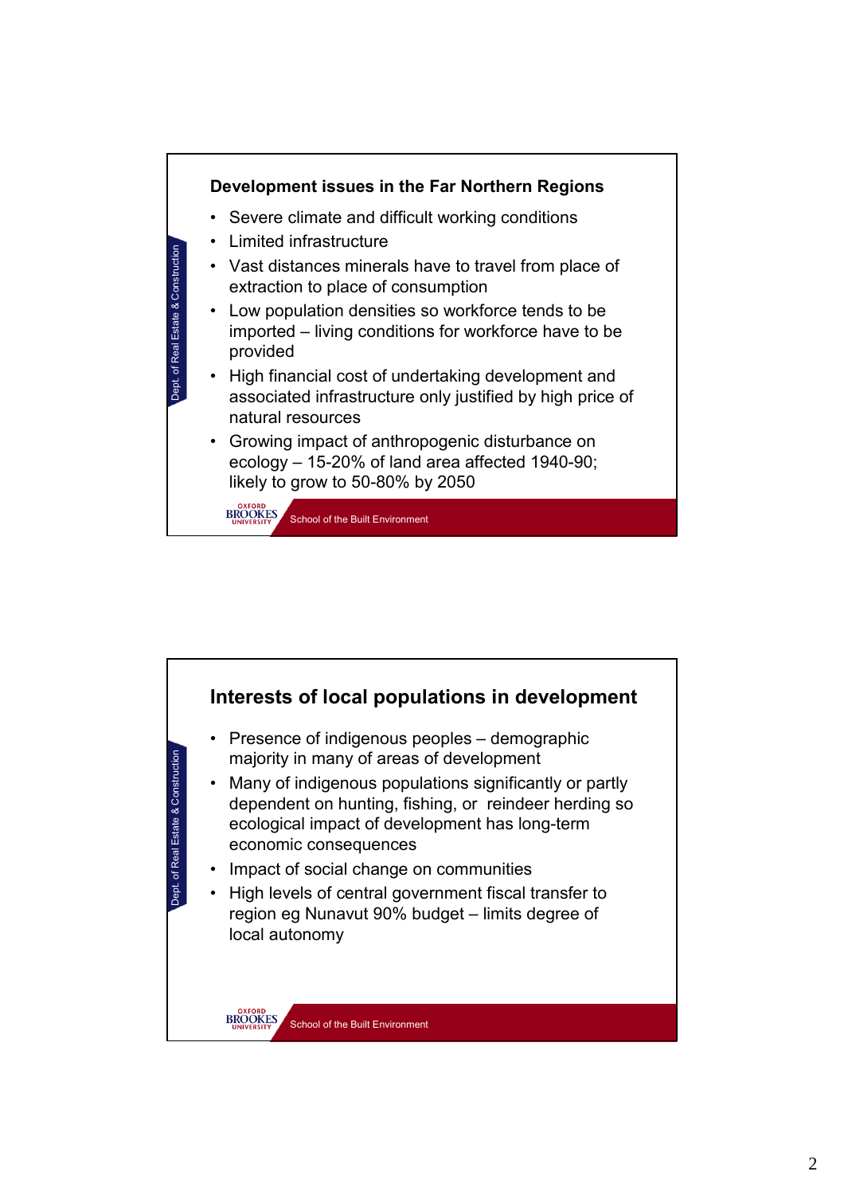## Development issues in the Far Northern Regions

- Severe climate and difficult working conditions
- Limited infrastructure
- Vast distances minerals have to travel from place of extraction to place of consumption
- Low population densities so workforce tends to be imported – living conditions for workforce have to be provided
- High financial cost of undertaking development and associated infrastructure only justified by high price of natural resources
- Growing impact of anthropogenic disturbance on ecology – 15-20% of land area affected 1940-90; likely to grow to 50-80% by 2050

## Interests of local populations in development

- Presence of indigenous peoples – demographic majority in many of areas of development
- Many of indigenous populations significantly or partly dependent on hunting, fishing, or reindeer herding so ecological impact of development has long-term economic consequences
- Impact of social change on communities
- High levels of central government fiscal transfer to region eg Nunavut 90% budget – limits degree of local autonomy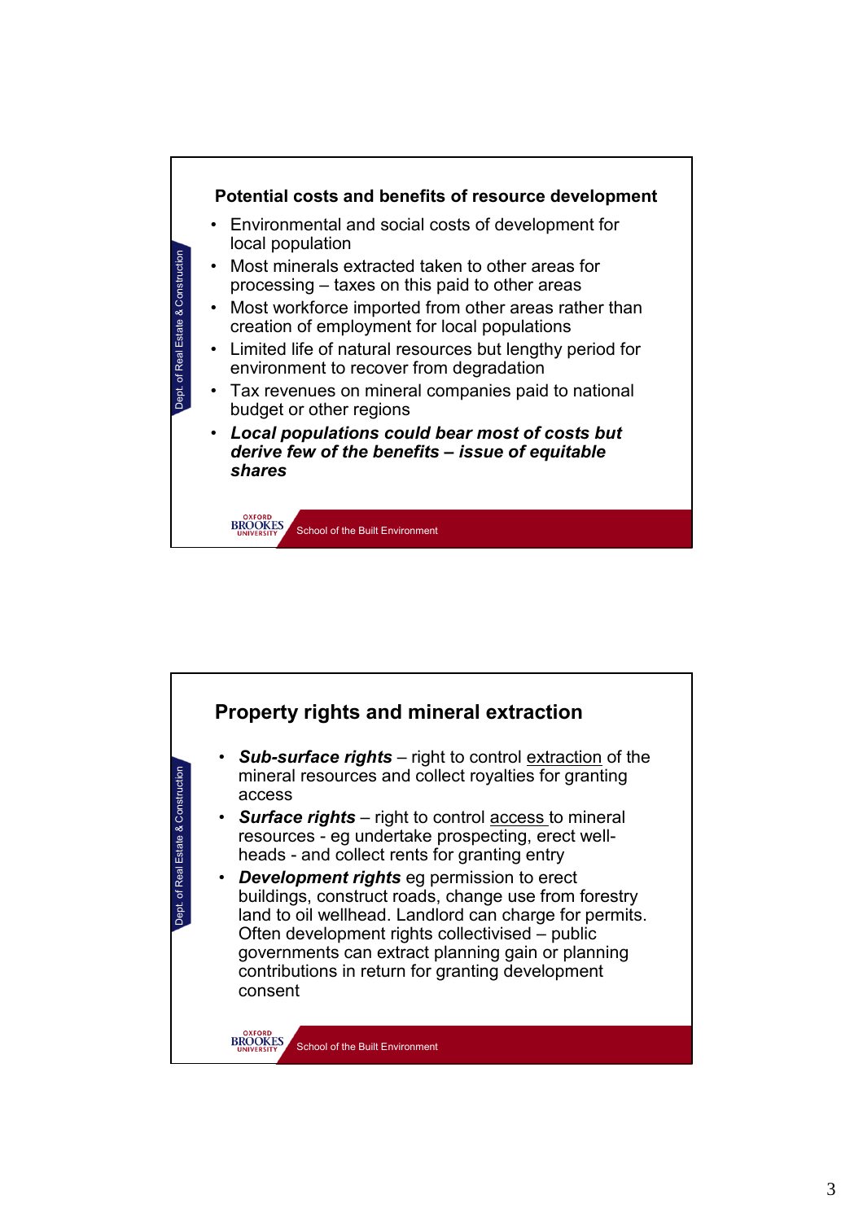## Potential costs and benefits of resource development

- Environmental and social costs of development for local population
- Most minerals extracted taken to other areas for processing – taxes on this paid to other areas
- Most workforce imported from other areas rather than creation of employment for local populations
- Limited life of natural resources but lengthy period for environment to recover from degradation
- Tax revenues on mineral companies paid to national budget or other regions
- ***Local populations could bear most of costs but derive few of the benefits – issue of equitable shares***

## Property rights and mineral extraction

- ***Sub-surface rights*** – right to control <u>extraction</u> of the mineral resources and collect royalties for granting access
- ***Surface rights*** – right to control <u>access</u> to mineral resources - eg undertake prospecting, erect well-heads - and collect rents for granting entry
- ***Development rights*** eg permission to erect buildings, construct roads, change use from forestry land to oil wellhead. Landlord can charge for permits. Often development rights collectivised – public governments can extract planning gain or planning contributions in return for granting development consent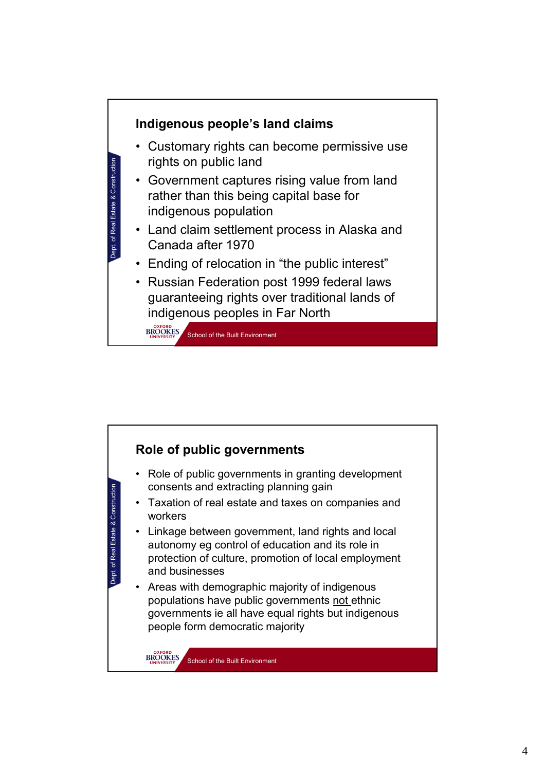## Indigenous people's land claims

- Customary rights can become permissive use rights on public land
- Government captures rising value from land rather than this being capital base for indigenous population
- Land claim settlement process in Alaska and Canada after 1970
- Ending of relocation in "the public interest"
- Russian Federation post 1999 federal laws guaranteeing rights over traditional lands of indigenous peoples in Far North

## Role of public governments

- Role of public governments in granting development consents and extracting planning gain
- Taxation of real estate and taxes on companies and workers
- Linkage between government, land rights and local autonomy eg control of education and its role in protection of culture, promotion of local employment and businesses
- Areas with demographic majority of indigenous populations have public governments not ethnic governments ie all have equal rights but indigenous people form democratic majority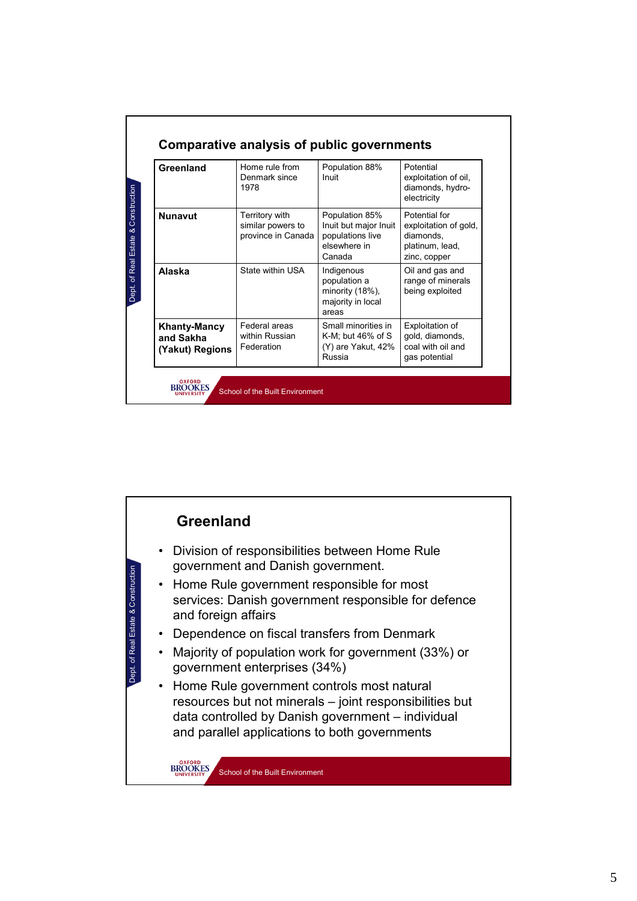## Comparative analysis of public governments

| | | | |
|---|---|---|---|
| **Greenland** | Home rule from Denmark since 1978 | Population 88% Inuit | Potential exploitation of oil, diamonds, hydro-electricity |
| **Nunavut** | Territory with similar powers to province in Canada | Population 85% Inuit but major Inuit populations live elsewhere in Canada | Potential for exploitation of gold, diamonds, platinum, lead, zinc, copper |
| **Alaska** | State within USA | Indigenous population a minority (18%), majority in local areas | Oil and gas and range of minerals being exploited |
| **Khanty-Mancy and Sakha (Yakut) Regions** | Federal areas within Russian Federation | Small minorities in K-M; but 46% of S (Y) are Yakut, 42% Russia | Exploitation of gold, diamonds, coal with oil and gas potential |

## Greenland

- Division of responsibilities between Home Rule government and Danish government.
- Home Rule government responsible for most services: Danish government responsible for defence and foreign affairs
- Dependence on fiscal transfers from Denmark
- Majority of population work for government (33%) or government enterprises (34%)
- Home Rule government controls most natural resources but not minerals – joint responsibilities but data controlled by Danish government – individual and parallel applications to both governments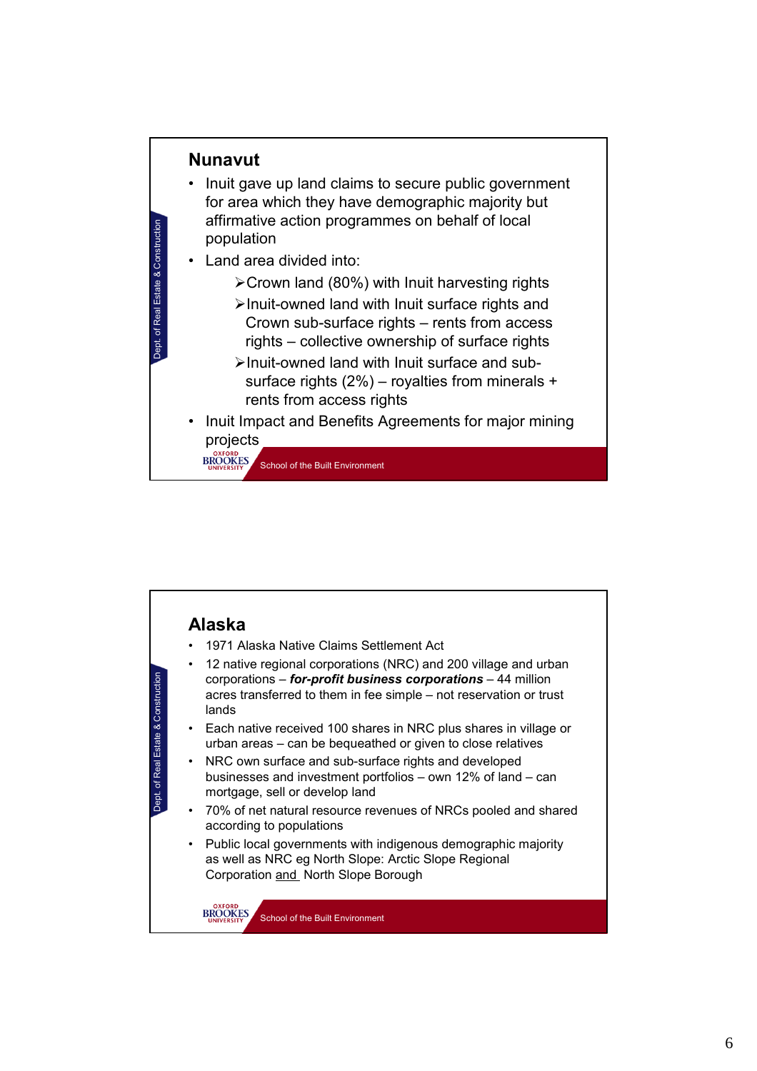## Nunavut

- Inuit gave up land claims to secure public government for area which they have demographic majority but affirmative action programmes on behalf of local population
- Land area divided into:
  - Crown land (80%) with Inuit harvesting rights
  - Inuit-owned land with Inuit surface rights and Crown sub-surface rights – rents from access rights – collective ownership of surface rights
  - Inuit-owned land with Inuit surface and sub-surface rights (2%) – royalties from minerals + rents from access rights
- Inuit Impact and Benefits Agreements for major mining projects

## Alaska

- 1971 Alaska Native Claims Settlement Act
- 12 native regional corporations (NRC) and 200 village and urban corporations – ***for-profit business corporations*** – 44 million acres transferred to them in fee simple – not reservation or trust lands
- Each native received 100 shares in NRC plus shares in village or urban areas – can be bequeathed or given to close relatives
- NRC own surface and sub-surface rights and developed businesses and investment portfolios – own 12% of land – can mortgage, sell or develop land
- 70% of net natural resource revenues of NRCs pooled and shared according to populations
- Public local governments with indigenous demographic majority as well as NRC eg North Slope: Arctic Slope Regional Corporation and North Slope Borough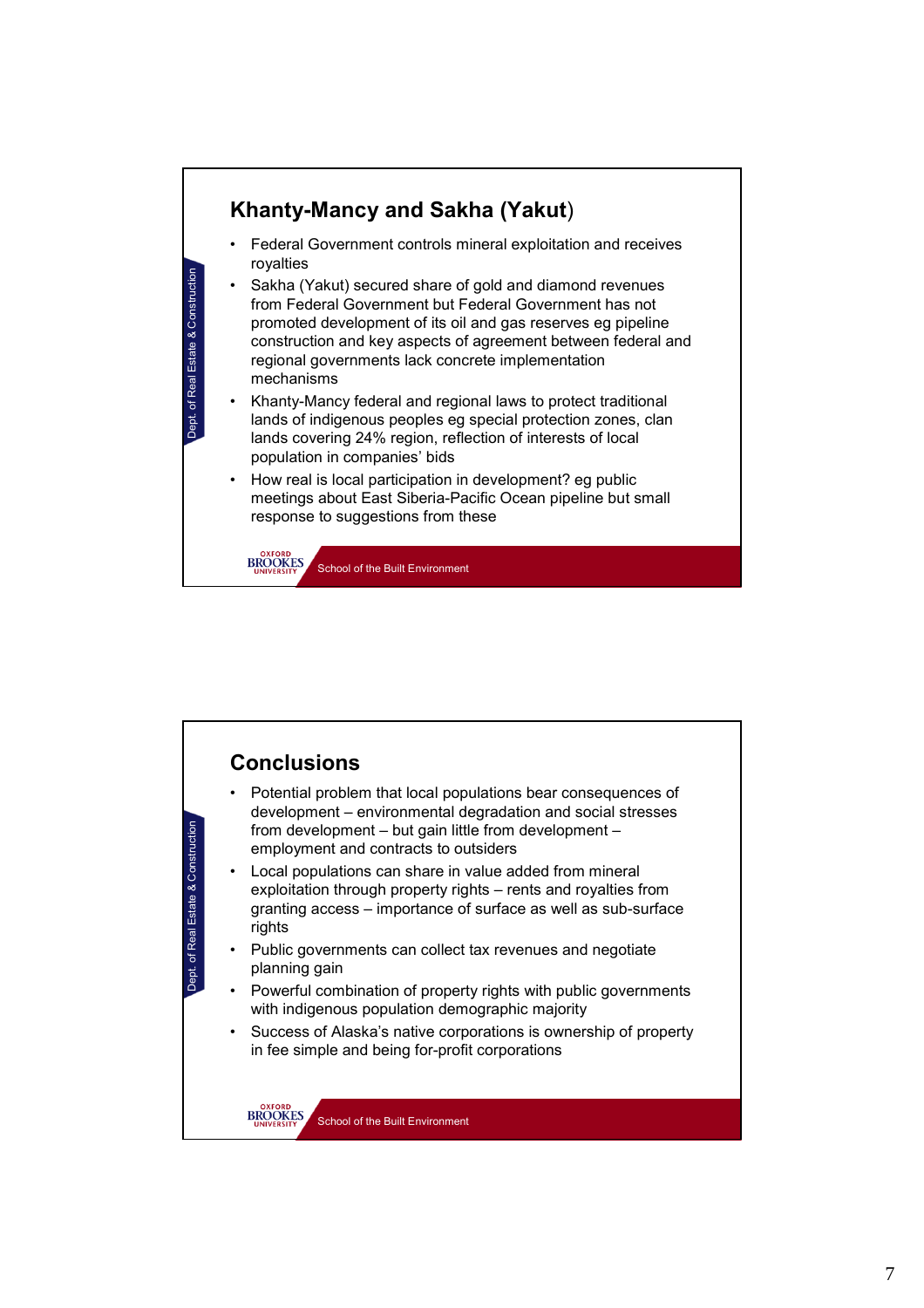## Khanty-Mancy and Sakha (Yakut)

- Federal Government controls mineral exploitation and receives royalties
- Sakha (Yakut) secured share of gold and diamond revenues from Federal Government but Federal Government has not promoted development of its oil and gas reserves eg pipeline construction and key aspects of agreement between federal and regional governments lack concrete implementation mechanisms
- Khanty-Mancy federal and regional laws to protect traditional lands of indigenous peoples eg special protection zones, clan lands covering 24% region, reflection of interests of local population in companies' bids
- How real is local participation in development? eg public meetings about East Siberia-Pacific Ocean pipeline but small response to suggestions from these

## Conclusions

- Potential problem that local populations bear consequences of development – environmental degradation and social stresses from development – but gain little from development – employment and contracts to outsiders
- Local populations can share in value added from mineral exploitation through property rights – rents and royalties from granting access – importance of surface as well as sub-surface rights
- Public governments can collect tax revenues and negotiate planning gain
- Powerful combination of property rights with public governments with indigenous population demographic majority
- Success of Alaska's native corporations is ownership of property in fee simple and being for-profit corporations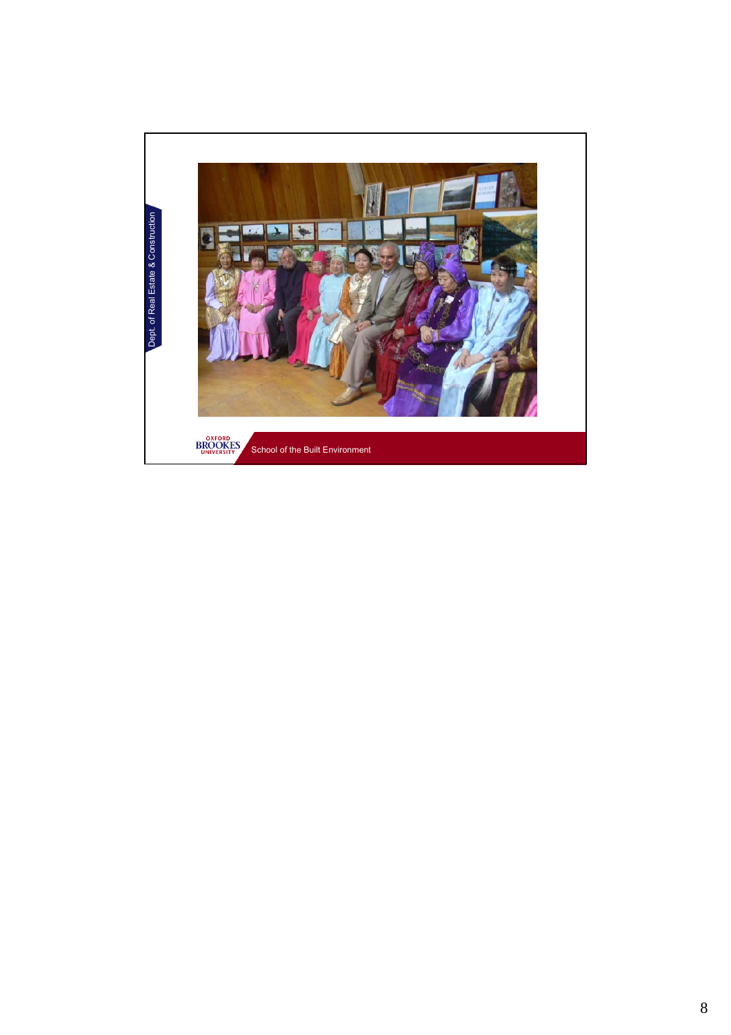Dept. of Real Estate & Construction

OXFORD BROOKES UNIVERSITY

School of the Built Environment